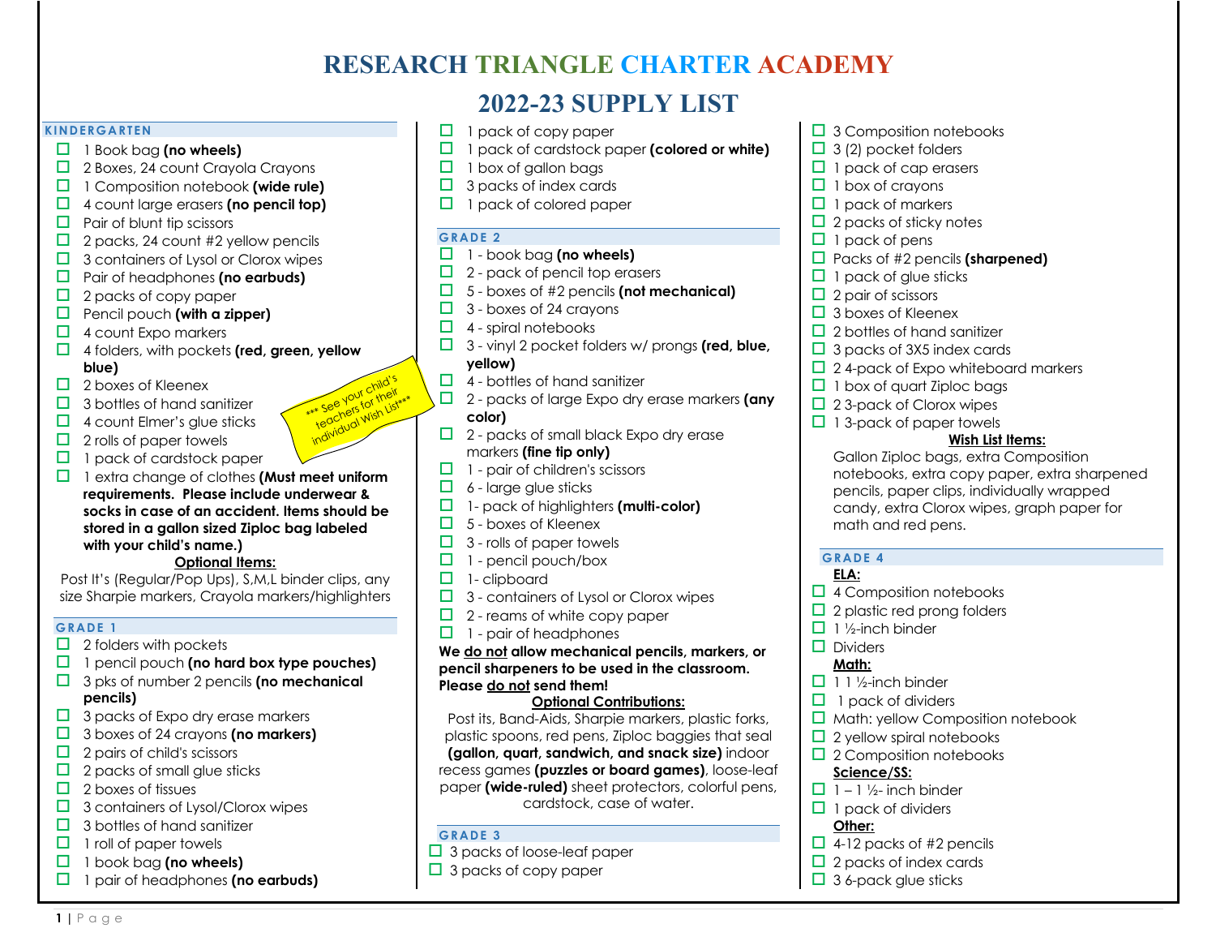# RESEARCH TRIANGLE CHARTER ACADEMY

## 2022-23 SUPPLY LIST

### KINDERGARTEN

- ☐ 1 Book bag **(no wheels)**
- ☐ 2 Boxes, 24 count Crayola Crayons
- ☐ 1 Composition notebook **(wide rule)**
- ☐ 4 count large erasers **(no pencil top)**
- ☐ Pair of blunt tip scissors
- ☐ 2 packs, 24 count #2 yellow pencils
- ☐ 3 containers of Lysol or Clorox wipes
- ☐ Pair of headphones **(no earbuds)**
- ☐ 2 packs of copy paper
- ☐ Pencil pouch **(with a zipper)**
- ☐ 4 count Expo markers
- ☐ 4 folders, with pockets **(red, green, yellow blue)**
- ☐ 2 boxes of Kleenex
- ☐ 3 bottles of hand sanitizer
- ☐ 4 count Elmer's glue sticks
- ☐ 2 rolls of paper towels
- ☐ 1 pack of cardstock paper
- ☐ 1 extra change of clothes **(Must meet uniform requirements. Please include underwear & socks in case of an accident. Items should be stored in a gallon sized Ziploc bag labeled with your child's name.)**

*** See your child's teachers for their individual Wish List***

**Optional Items:**

Post It's (Regular/Pop Ups), S,M,L binder clips, any size Sharpie markers, Crayola markers/highlighters

### GRADE 1

- ☐ 2 folders with pockets
- ☐ 1 pencil pouch **(no hard box type pouches)**
- ☐ 3 pks of number 2 pencils **(no mechanical pencils)**
- ☐ 3 packs of Expo dry erase markers
- ☐ 3 boxes of 24 crayons **(no markers)**
- ☐ 2 pairs of child's scissors
- ☐ 2 packs of small glue sticks
- ☐ 2 boxes of tissues
- ☐ 3 containers of Lysol/Clorox wipes
- ☐ 3 bottles of hand sanitizer
- ☐ 1 roll of paper towels
- ☐ 1 book bag **(no wheels)**
- ☐ 1 pair of headphones **(no earbuds)**
- ☐ 1 pack of copy paper
- ☐ 1 pack of cardstock paper **(colored or white)**
- ☐ 1 box of gallon bags
- ☐ 3 packs of index cards
- ☐ 1 pack of colored paper

### GRADE 2

- ☐ 1 - book bag **(no wheels)**
- ☐ 2 - pack of pencil top erasers
- ☐ 5 - boxes of #2 pencils **(not mechanical)**
- ☐ 3 - boxes of 24 crayons
- ☐ 4 - spiral notebooks
- ☐ 3 - vinyl 2 pocket folders w/ prongs **(red, blue, yellow)**
- ☐ 4 - bottles of hand sanitizer
- ☐ 2 - packs of large Expo dry erase markers **(any color)**
- ☐ 2 - packs of small black Expo dry erase markers **(fine tip only)**
- ☐ 1 - pair of children's scissors
- ☐ 6 - large glue sticks
- ☐ 1- pack of highlighters **(multi-color)**
- ☐ 5 - boxes of Kleenex
- ☐ 3 - rolls of paper towels
- ☐ 1 - pencil pouch/box
- ☐ 1- clipboard
- ☐ 3 - containers of Lysol or Clorox wipes
- ☐ 2 - reams of white copy paper
- ☐ 1 - pair of headphones

**We do not allow mechanical pencils, markers, or pencil sharpeners to be used in the classroom. Please do not send them!**

**Optional Contributions:**

Post its, Band-Aids, Sharpie markers, plastic forks, plastic spoons, red pens, Ziploc baggies that seal **(gallon, quart, sandwich, and snack size)** indoor recess games **(puzzles or board games)**, loose-leaf paper **(wide-ruled)** sheet protectors, colorful pens, cardstock, case of water.

### GRADE 3

- ☐ 3 packs of loose-leaf paper
- ☐ 3 packs of copy paper
- ☐ 3 Composition notebooks
- ☐ 3 (2) pocket folders
- ☐ 1 pack of cap erasers
- ☐ 1 box of crayons
- ☐ 1 pack of markers
- ☐ 2 packs of sticky notes
- ☐ 1 pack of pens
- ☐ Packs of #2 pencils **(sharpened)**
- ☐ 1 pack of glue sticks
- ☐ 2 pair of scissors
- ☐ 3 boxes of Kleenex
- ☐ 2 bottles of hand sanitizer
- ☐ 3 packs of 3X5 index cards
- ☐ 2 4-pack of Expo whiteboard markers
- ☐ 1 box of quart Ziploc bags
- ☐ 2 3-pack of Clorox wipes
- ☐ 1 3-pack of paper towels

**Wish List Items:**

Gallon Ziploc bags, extra Composition notebooks, extra copy paper, extra sharpened pencils, paper clips, individually wrapped candy, extra Clorox wipes, graph paper for math and red pens.

### GRADE 4

**ELA:**

- ☐ 4 Composition notebooks
- ☐ 2 plastic red prong folders
- ☐ 1 ½-inch binder
- ☐ Dividers

**Math:**

- ☐ 1 1 ½-inch binder
- ☐ 1 pack of dividers
- ☐ Math: yellow Composition notebook
- ☐ 2 yellow spiral notebooks
- ☐ 2 Composition notebooks

**Science/SS:**

- ☐ 1 – 1 ½- inch binder
- ☐ 1 pack of dividers

**Other:**

- ☐ 4-12 packs of #2 pencils
- ☐ 2 packs of index cards
- ☐ 3 6-pack glue sticks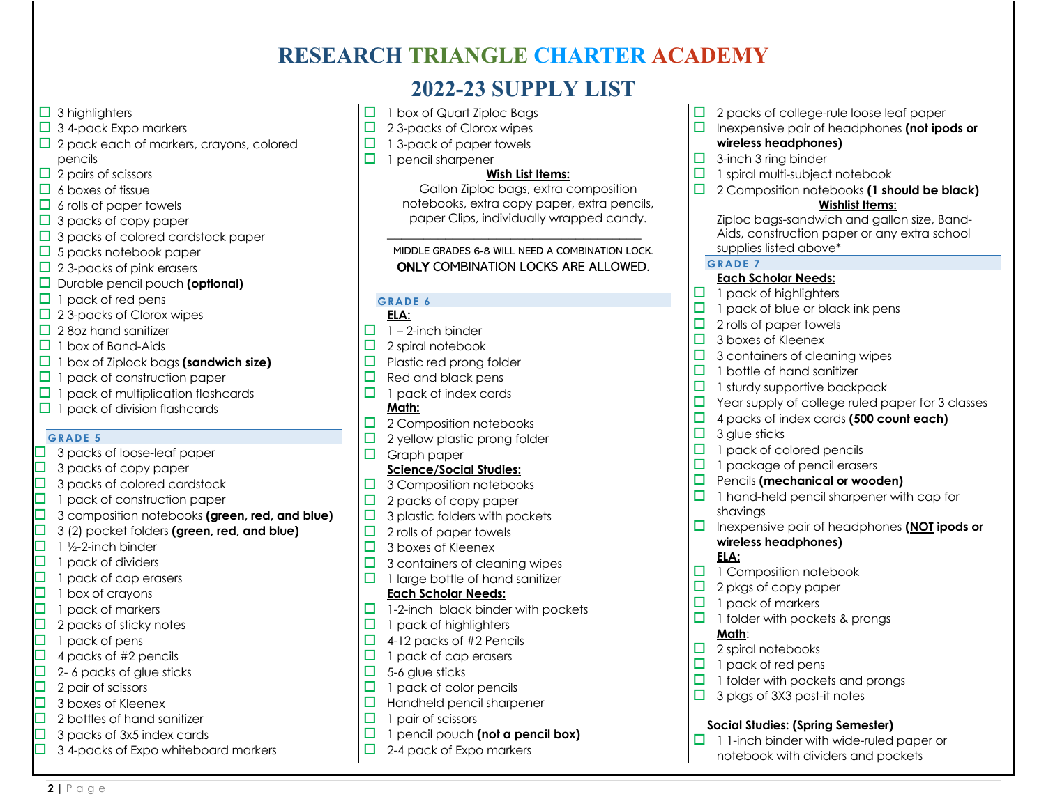# RESEARCH TRIANGLE CHARTER ACADEMY

## 2022-23 SUPPLY LIST

- ☐ 3 highlighters
- ☐ 3 4-pack Expo markers
- ☐ 2 pack each of markers, crayons, colored pencils
- ☐ 2 pairs of scissors
- ☐ 6 boxes of tissue
- ☐ 6 rolls of paper towels
- ☐ 3 packs of copy paper
- ☐ 3 packs of colored cardstock paper
- ☐ 5 packs notebook paper
- ☐ 2 3-packs of pink erasers
- ☐ Durable pencil pouch **(optional)**
- ☐ 1 pack of red pens
- ☐ 2 3-packs of Clorox wipes
- ☐ 2 8oz hand sanitizer
- ☐ 1 box of Band-Aids
- ☐ 1 box of Ziplock bags **(sandwich size)**
- ☐ 1 pack of construction paper
- ☐ 1 pack of multiplication flashcards
- ☐ 1 pack of division flashcards

### GRADE 5

- ☐ 3 packs of loose-leaf paper
- ☐ 3 packs of copy paper
- ☐ 3 packs of colored cardstock
- ☐ 1 pack of construction paper
- ☐ 3 composition notebooks **(green, red, and blue)**
- ☐ 3 (2) pocket folders **(green, red, and blue)**
- ☐ 1 ½-2-inch binder
- ☐ 1 pack of dividers
- ☐ 1 pack of cap erasers
- ☐ 1 box of crayons
- ☐ 1 pack of markers
- ☐ 2 packs of sticky notes
- ☐ 1 pack of pens
- ☐ 4 packs of #2 pencils
- ☐ 2- 6 packs of glue sticks
- ☐ 2 pair of scissors
- ☐ 3 boxes of Kleenex
- ☐ 2 bottles of hand sanitizer
- ☐ 3 packs of 3x5 index cards
- ☐ 3 4-packs of Expo whiteboard markers
- ☐ 1 box of Quart Ziploc Bags
- ☐ 2 3-packs of Clorox wipes
- ☐ 1 3-pack of paper towels
- ☐ 1 pencil sharpener

**Wish List Items:**

Gallon Ziploc bags, extra composition notebooks, extra copy paper, extra pencils, paper Clips, individually wrapped candy.

---

MIDDLE GRADES 6-8 WILL NEED A COMBINATION LOCK.
**ONLY** COMBINATION LOCKS ARE ALLOWED.

### GRADE 6

**ELA:**

- ☐ 1 – 2-inch binder
- ☐ 2 spiral notebook
- ☐ Plastic red prong folder
- ☐ Red and black pens
- ☐ 1 pack of index cards

**Math:**

- ☐ 2 Composition notebooks
- ☐ 2 yellow plastic prong folder
- ☐ Graph paper

**Science/Social Studies:**

- ☐ 3 Composition notebooks
- ☐ 2 packs of copy paper
- ☐ 3 plastic folders with pockets
- ☐ 2 rolls of paper towels
- ☐ 3 boxes of Kleenex
- ☐ 3 containers of cleaning wipes
- ☐ 1 large bottle of hand sanitizer

**Each Scholar Needs:**

- ☐ 1-2-inch black binder with pockets
- ☐ 1 pack of highlighters
- ☐ 4-12 packs of #2 Pencils
- ☐ 1 pack of cap erasers
- ☐ 5-6 glue sticks
- ☐ 1 pack of color pencils
- ☐ Handheld pencil sharpener
- ☐ 1 pair of scissors
- ☐ 1 pencil pouch **(not a pencil box)**
- ☐ 2-4 pack of Expo markers
- ☐ 2 packs of college-rule loose leaf paper
- ☐ Inexpensive pair of headphones **(not ipods or wireless headphones)**
- ☐ 3-inch 3 ring binder
- ☐ 1 spiral multi-subject notebook
- ☐ 2 Composition notebooks **(1 should be black)**

**Wishlist Items:**

Ziploc bags-sandwich and gallon size, Band-Aids, construction paper or any extra school supplies listed above*

### GRADE 7

**Each Scholar Needs:**

- ☐ 1 pack of highlighters
- ☐ 1 pack of blue or black ink pens
- ☐ 2 rolls of paper towels
- ☐ 3 boxes of Kleenex
- ☐ 3 containers of cleaning wipes
- ☐ 1 bottle of hand sanitizer
- ☐ 1 sturdy supportive backpack
- ☐ Year supply of college ruled paper for 3 classes
- ☐ 4 packs of index cards **(500 count each)**
- ☐ 3 glue sticks
- ☐ 1 pack of colored pencils
- ☐ 1 package of pencil erasers
- ☐ Pencils **(mechanical or wooden)**
- ☐ 1 hand-held pencil sharpener with cap for shavings
- ☐ Inexpensive pair of headphones **(NOT ipods or wireless headphones)**

**ELA:**

- ☐ 1 Composition notebook
- ☐ 2 pkgs of copy paper
- ☐ 1 pack of markers
- ☐ 1 folder with pockets & prongs

**Math:**

- ☐ 2 spiral notebooks
- ☐ 1 pack of red pens
- ☐ 1 folder with pockets and prongs
- ☐ 3 pkgs of 3X3 post-it notes

**Social Studies: (Spring Semester)**

- ☐ 1 1-inch binder with wide-ruled paper or notebook with dividers and pockets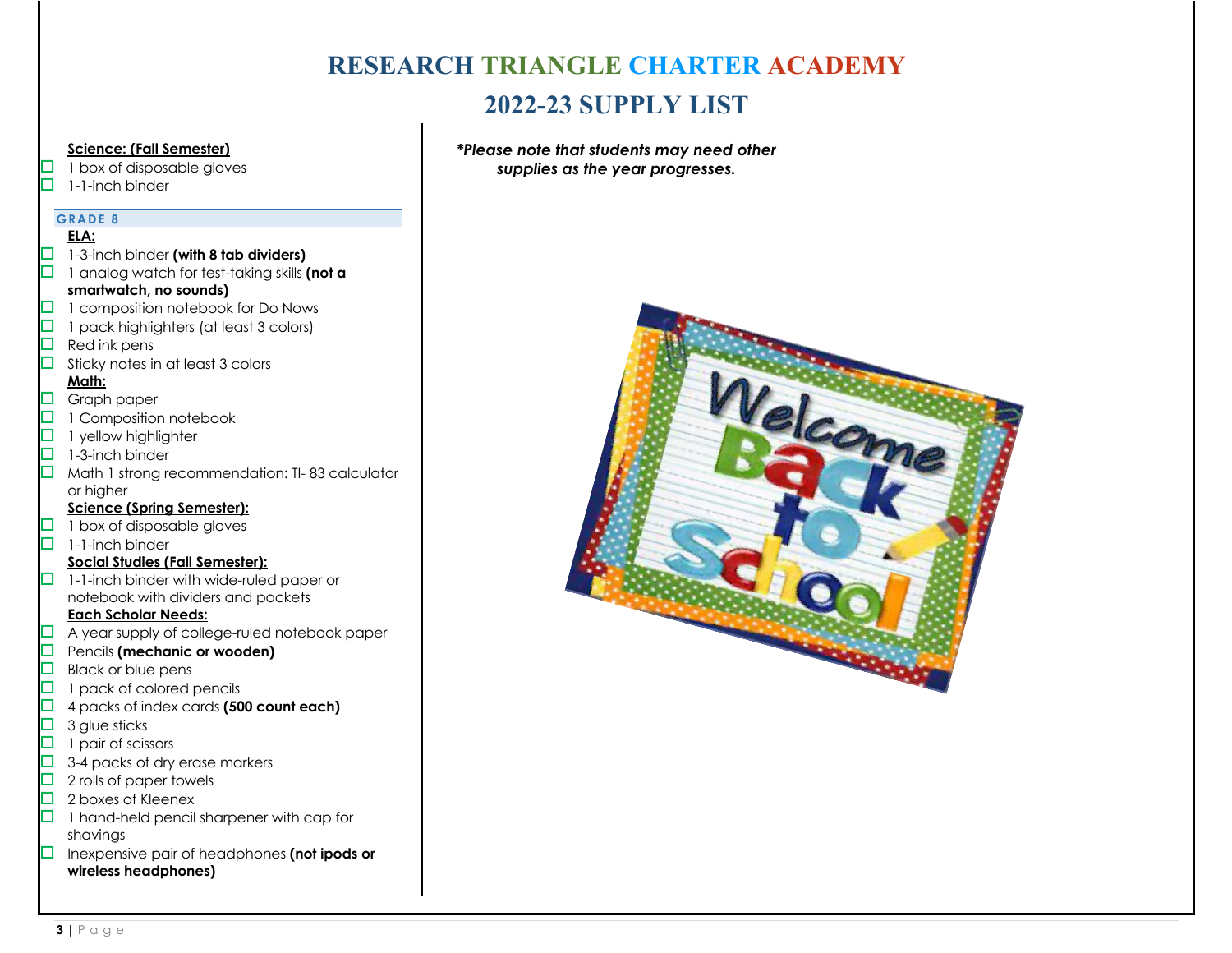# RESEARCH TRIANGLE CHARTER ACADEMY

## 2022-23 SUPPLY LIST

**Science: (Fall Semester)**

- ☐ 1 box of disposable gloves
- ☐ 1-1-inch binder

### GRADE 8

**ELA:**

- ☐ 1-3-inch binder **(with 8 tab dividers)**
- ☐ 1 analog watch for test-taking skills **(not a smartwatch, no sounds)**
- ☐ 1 composition notebook for Do Nows
- ☐ 1 pack highlighters (at least 3 colors)
- ☐ Red ink pens
- ☐ Sticky notes in at least 3 colors

**Math:**

- ☐ Graph paper
- ☐ 1 Composition notebook
- ☐ 1 yellow highlighter
- ☐ 1-3-inch binder
- ☐ Math 1 strong recommendation: TI- 83 calculator or higher

**Science (Spring Semester):**

- ☐ 1 box of disposable gloves
- ☐ 1-1-inch binder

**Social Studies (Fall Semester):**

- ☐ 1-1-inch binder with wide-ruled paper or notebook with dividers and pockets

**Each Scholar Needs:**

- ☐ A year supply of college-ruled notebook paper
- ☐ Pencils **(mechanic or wooden)**
- ☐ Black or blue pens
- ☐ 1 pack of colored pencils
- ☐ 4 packs of index cards **(500 count each)**
- ☐ 3 glue sticks
- ☐ 1 pair of scissors
- ☐ 3-4 packs of dry erase markers
- ☐ 2 rolls of paper towels
- ☐ 2 boxes of Kleenex
- ☐ 1 hand-held pencil sharpener with cap for shavings
- ☐ Inexpensive pair of headphones **(not ipods or wireless headphones)**

***Please note that students may need other supplies as the year progresses.***